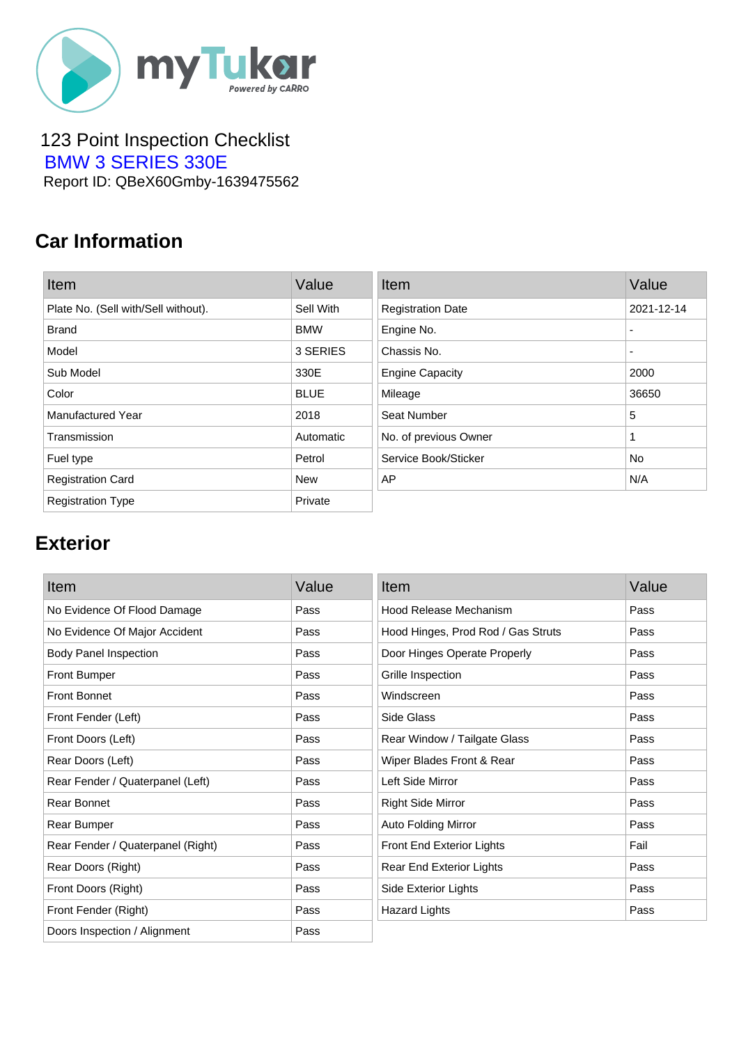123 Point Inspection Checklist

BMW 3 SERIES 330E

Report ID: QBeX60Gmby-1639475562

## Car Information

| Item | Value |
| --- | --- |
| Plate No. (Sell with/Sell without). | Sell With |
| Brand | BMW |
| Model | 3 SERIES |
| Sub Model | 330E |
| Color | BLUE |
| Manufactured Year | 2018 |
| Transmission | Automatic |
| Fuel type | Petrol |
| Registration Card | New |
| Registration Type | Private |

| Item | Value |
| --- | --- |
| Registration Date | 2021-12-14 |
| Engine No. | - |
| Chassis No. | - |
| Engine Capacity | 2000 |
| Mileage | 36650 |
| Seat Number | 5 |
| No. of previous Owner | 1 |
| Service Book/Sticker | No |
| AP | N/A |

## Exterior

| Item | Value |
| --- | --- |
| No Evidence Of Flood Damage | Pass |
| No Evidence Of Major Accident | Pass |
| Body Panel Inspection | Pass |
| Front Bumper | Pass |
| Front Bonnet | Pass |
| Front Fender (Left) | Pass |
| Front Doors (Left) | Pass |
| Rear Doors (Left) | Pass |
| Rear Fender / Quaterpanel (Left) | Pass |
| Rear Bonnet | Pass |
| Rear Bumper | Pass |
| Rear Fender / Quaterpanel (Right) | Pass |
| Rear Doors (Right) | Pass |
| Front Doors (Right) | Pass |
| Front Fender (Right) | Pass |
| Doors Inspection / Alignment | Pass |

| Item | Value |
| --- | --- |
| Hood Release Mechanism | Pass |
| Hood Hinges, Prod Rod / Gas Struts | Pass |
| Door Hinges Operate Properly | Pass |
| Grille Inspection | Pass |
| Windscreen | Pass |
| Side Glass | Pass |
| Rear Window / Tailgate Glass | Pass |
| Wiper Blades Front & Rear | Pass |
| Left Side Mirror | Pass |
| Right Side Mirror | Pass |
| Auto Folding Mirror | Pass |
| Front End Exterior Lights | Fail |
| Rear End Exterior Lights | Pass |
| Side Exterior Lights | Pass |
| Hazard Lights | Pass |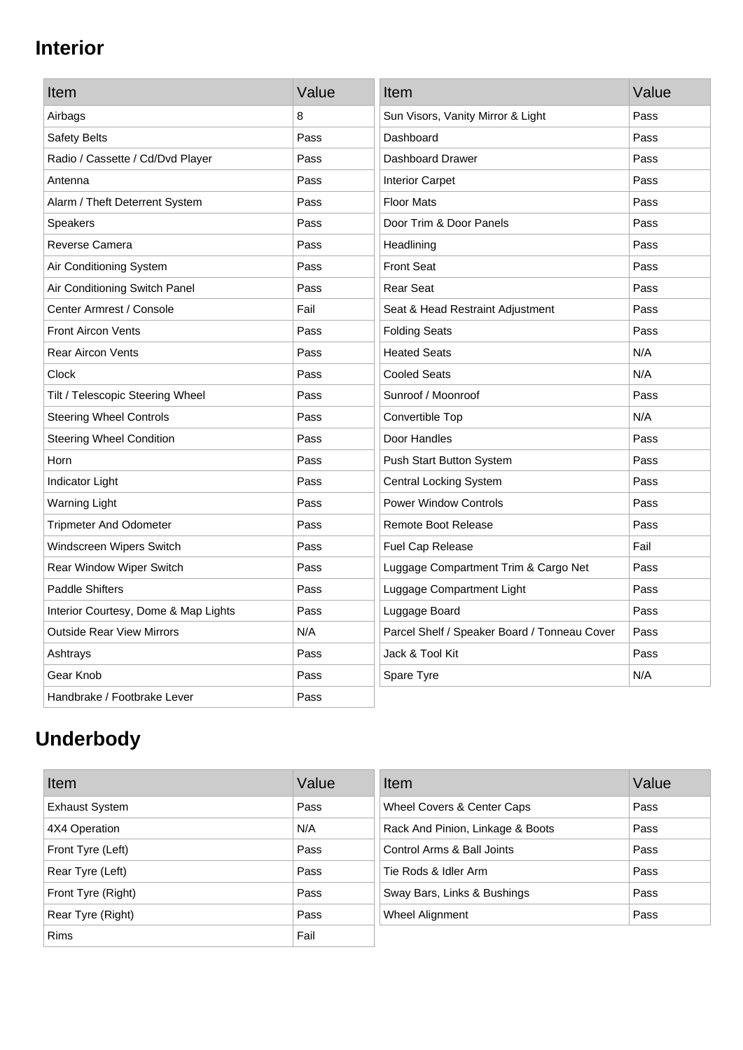## Interior

| Item | Value |
| --- | --- |
| Airbags | 8 |
| Safety Belts | Pass |
| Radio / Cassette / Cd/Dvd Player | Pass |
| Antenna | Pass |
| Alarm / Theft Deterrent System | Pass |
| Speakers | Pass |
| Reverse Camera | Pass |
| Air Conditioning System | Pass |
| Air Conditioning Switch Panel | Pass |
| Center Armrest / Console | Fail |
| Front Aircon Vents | Pass |
| Rear Aircon Vents | Pass |
| Clock | Pass |
| Tilt / Telescopic Steering Wheel | Pass |
| Steering Wheel Controls | Pass |
| Steering Wheel Condition | Pass |
| Horn | Pass |
| Indicator Light | Pass |
| Warning Light | Pass |
| Tripmeter And Odometer | Pass |
| Windscreen Wipers Switch | Pass |
| Rear Window Wiper Switch | Pass |
| Paddle Shifters | Pass |
| Interior Courtesy, Dome & Map Lights | Pass |
| Outside Rear View Mirrors | N/A |
| Ashtrays | Pass |
| Gear Knob | Pass |
| Handbrake / Footbrake Lever | Pass |

| Item | Value |
| --- | --- |
| Sun Visors, Vanity Mirror & Light | Pass |
| Dashboard | Pass |
| Dashboard Drawer | Pass |
| Interior Carpet | Pass |
| Floor Mats | Pass |
| Door Trim & Door Panels | Pass |
| Headlining | Pass |
| Front Seat | Pass |
| Rear Seat | Pass |
| Seat & Head Restraint Adjustment | Pass |
| Folding Seats | Pass |
| Heated Seats | N/A |
| Cooled Seats | N/A |
| Sunroof / Moonroof | Pass |
| Convertible Top | N/A |
| Door Handles | Pass |
| Push Start Button System | Pass |
| Central Locking System | Pass |
| Power Window Controls | Pass |
| Remote Boot Release | Pass |
| Fuel Cap Release | Fail |
| Luggage Compartment Trim & Cargo Net | Pass |
| Luggage Compartment Light | Pass |
| Luggage Board | Pass |
| Parcel Shelf / Speaker Board / Tonneau Cover | Pass |
| Jack & Tool Kit | Pass |
| Spare Tyre | N/A |

## Underbody

| Item | Value |
| --- | --- |
| Exhaust System | Pass |
| 4X4 Operation | N/A |
| Front Tyre (Left) | Pass |
| Rear Tyre (Left) | Pass |
| Front Tyre (Right) | Pass |
| Rear Tyre (Right) | Pass |
| Rims | Fail |

| Item | Value |
| --- | --- |
| Wheel Covers & Center Caps | Pass |
| Rack And Pinion, Linkage & Boots | Pass |
| Control Arms & Ball Joints | Pass |
| Tie Rods & Idler Arm | Pass |
| Sway Bars, Links & Bushings | Pass |
| Wheel Alignment | Pass |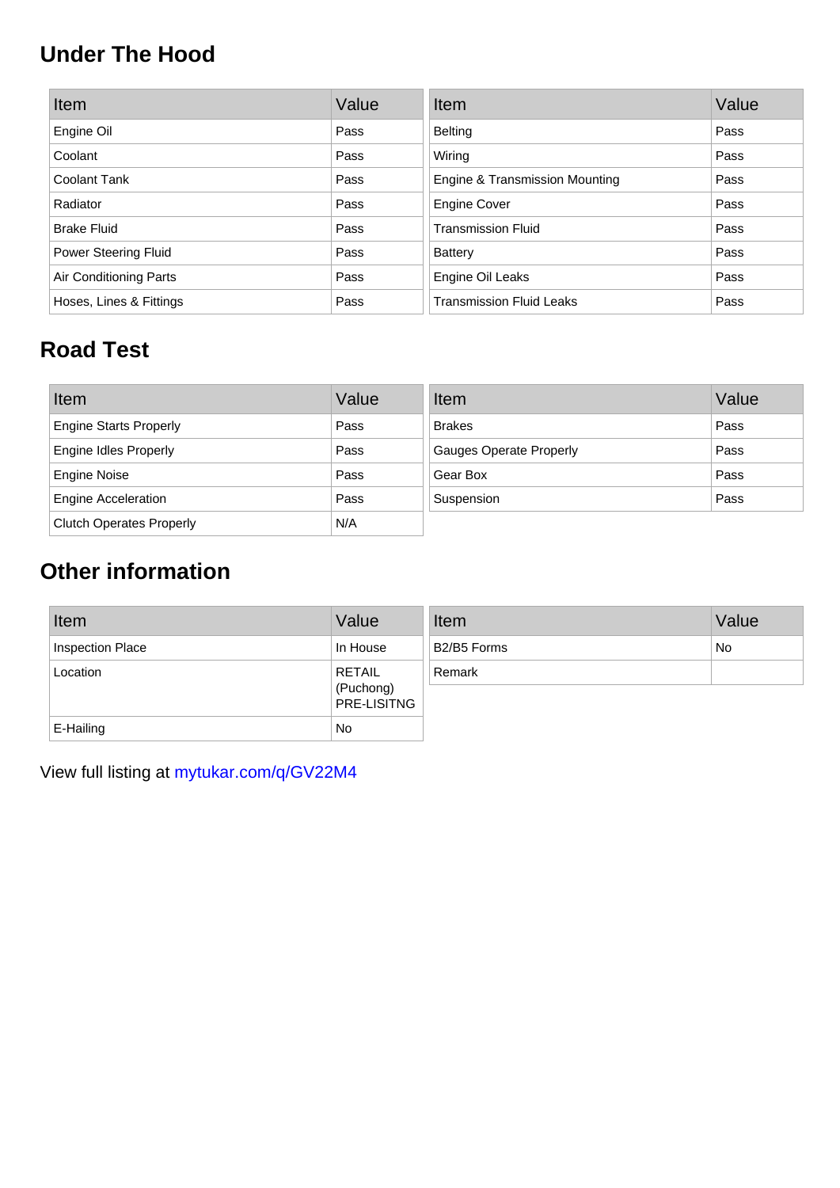## Under The Hood

| Item | Value |
| --- | --- |
| Engine Oil | Pass |
| Coolant | Pass |
| Coolant Tank | Pass |
| Radiator | Pass |
| Brake Fluid | Pass |
| Power Steering Fluid | Pass |
| Air Conditioning Parts | Pass |
| Hoses, Lines & Fittings | Pass |

| Item | Value |
| --- | --- |
| Belting | Pass |
| Wiring | Pass |
| Engine & Transmission Mounting | Pass |
| Engine Cover | Pass |
| Transmission Fluid | Pass |
| Battery | Pass |
| Engine Oil Leaks | Pass |
| Transmission Fluid Leaks | Pass |

## Road Test

| Item | Value |
| --- | --- |
| Engine Starts Properly | Pass |
| Engine Idles Properly | Pass |
| Engine Noise | Pass |
| Engine Acceleration | Pass |
| Clutch Operates Properly | N/A |

| Item | Value |
| --- | --- |
| Brakes | Pass |
| Gauges Operate Properly | Pass |
| Gear Box | Pass |
| Suspension | Pass |

## Other information

| Item | Value |
| --- | --- |
| Inspection Place | In House |
| Location | RETAIL (Puchong) PRE-LISITNG |
| E-Hailing | No |

| Item | Value |
| --- | --- |
| B2/B5 Forms | No |
| Remark | |

View full listing at mytukar.com/q/GV22M4